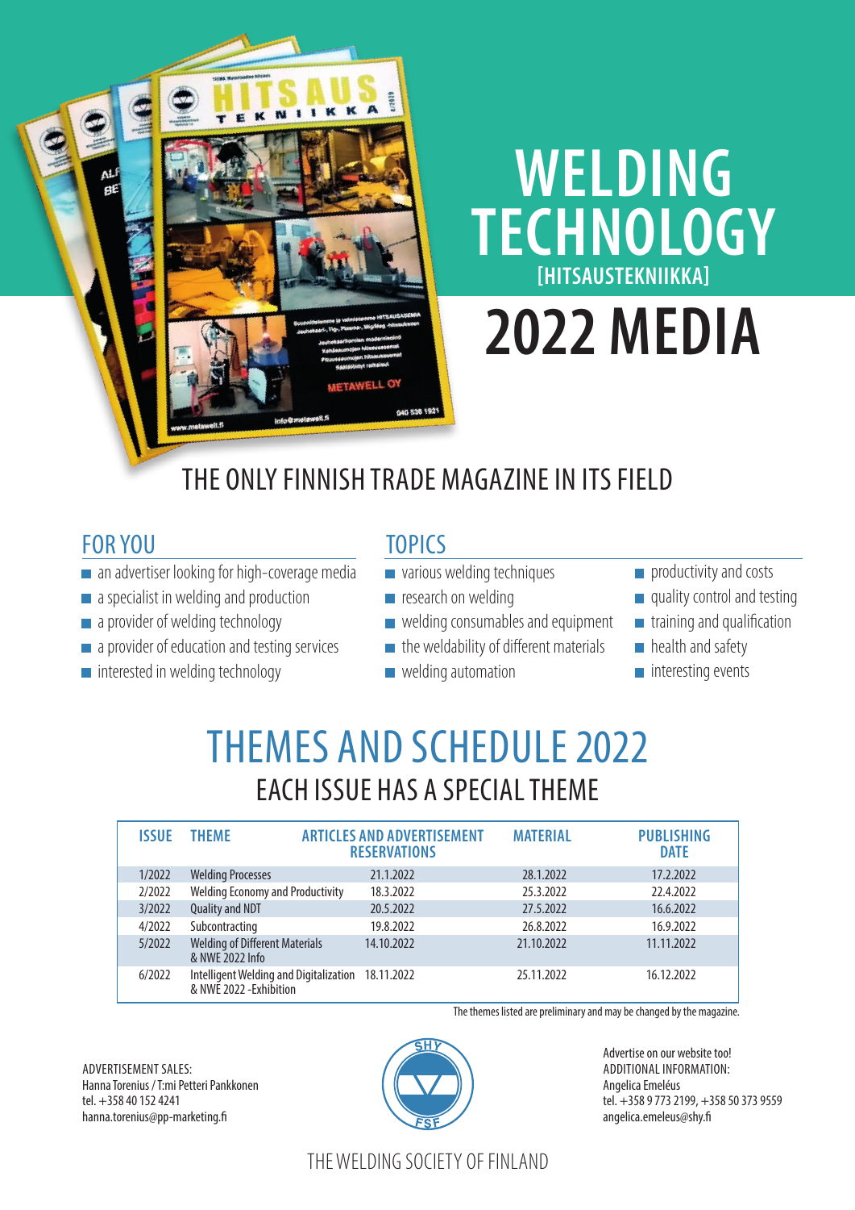# WELDING TECHNOLOGY

[HITSAUSTEKNIIKKA]

# 2022 MEDIA

## THE ONLY FINNISH TRADE MAGAZINE IN ITS FIELD

### FOR YOU

- an advertiser looking for high-coverage media
- a specialist in welding and production
- a provider of welding technology
- a provider of education and testing services
- interested in welding technology

### TOPICS

- various welding techniques
- research on welding
- welding consumables and equipment
- the weldability of different materials
- welding automation
- productivity and costs
- quality control and testing
- training and qualification
- health and safety
- interesting events

## THEMES AND SCHEDULE 2022

### EACH ISSUE HAS A SPECIAL THEME

| ISSUE | THEME | ARTICLES AND ADVERTISEMENT RESERVATIONS | MATERIAL | PUBLISHING DATE |
|---|---|---|---|---|
| 1/2022 | Welding Processes | 21.1.2022 | 28.1.2022 | 17.2.2022 |
| 2/2022 | Welding Economy and Productivity | 18.3.2022 | 25.3.2022 | 22.4.2022 |
| 3/2022 | Quality and NDT | 20.5.2022 | 27.5.2022 | 16.6.2022 |
| 4/2022 | Subcontracting | 19.8.2022 | 26.8.2022 | 16.9.2022 |
| 5/2022 | Welding of Different Materials & NWE 2022 Info | 14.10.2022 | 21.10.2022 | 11.11.2022 |
| 6/2022 | Intelligent Welding and Digitalization & NWE 2022 -Exhibition | 18.11.2022 | 25.11.2022 | 16.12.2022 |

The themes listed are preliminary and may be changed by the magazine.

ADVERTISEMENT SALES:
Hanna Torenius / T:mi Petteri Pankkonen
tel. +358 40 152 4241
hanna.torenius@pp-marketing.fi

Advertise on our website too!
ADDITIONAL INFORMATION:
Angelica Emeléus
tel. +358 9 773 2199, +358 50 373 9559
angelica.emeleus@shy.fi

SHY FSF

THE WELDING SOCIETY OF FINLAND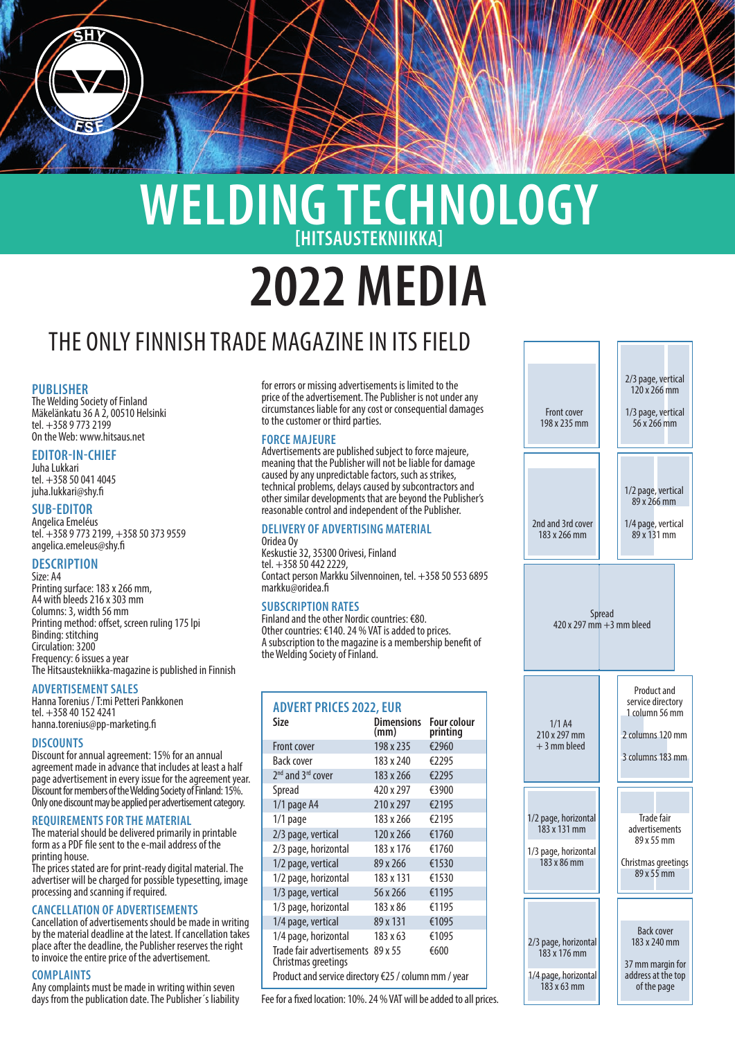# WELDING TECHNOLOGY
**[HITSAUSTEKNIIKKA]**

# 2022 MEDIA

## THE ONLY FINNISH TRADE MAGAZINE IN ITS FIELD

### PUBLISHER
The Welding Society of Finland
Mäkelänkatu 36 A 2, 00510 Helsinki
tel. +358 9 773 2199
On the Web: www.hitsaus.net

### EDITOR-IN-CHIEF
Juha Lukkari
tel. +358 50 041 4045
juha.lukkari@shy.fi

### SUB-EDITOR
Angelica Emeléus
tel. +358 9 773 2199, +358 50 373 9559
angelica.emeleus@shy.fi

### DESCRIPTION
Size: A4
Printing surface: 183 x 266 mm,
A4 with bleeds 216 x 303 mm
Columns: 3, width 56 mm
Printing method: offset, screen ruling 175 lpi
Binding: stitching
Circulation: 3200
Frequency: 6 issues a year
The Hitsaustekniikka-magazine is published in Finnish

### ADVERTISEMENT SALES
Hanna Torenius / T:mi Petteri Pankkonen
tel. +358 40 152 4241
hanna.torenius@pp-marketing.fi

### DISCOUNTS
Discount for annual agreement: 15% for an annual agreement made in advance that includes at least a half page advertisement in every issue for the agreement year. Discount for members of the Welding Society of Finland: 15%. Only one discount may be applied per advertisement category.

### REQUIREMENTS FOR THE MATERIAL
The material should be delivered primarily in printable form as a PDF file sent to the e-mail address of the printing house.
The prices stated are for print-ready digital material. The advertiser will be charged for possible typesetting, image processing and scanning if required.

### CANCELLATION OF ADVERTISEMENTS
Cancellation of advertisements should be made in writing by the material deadline at the latest. If cancellation takes place after the deadline, the Publisher reserves the right to invoice the entire price of the advertisement.

### COMPLAINTS
Any complaints must be made in writing within seven days from the publication date. The Publisher´s liability for errors or missing advertisements is limited to the price of the advertisement. The Publisher is not under any circumstances liable for any cost or consequential damages to the customer or third parties.

### FORCE MAJEURE
Advertisements are published subject to force majeure, meaning that the Publisher will not be liable for damage caused by any unpredictable factors, such as strikes, technical problems, delays caused by subcontractors and other similar developments that are beyond the Publisher's reasonable control and independent of the Publisher.

### DELIVERY OF ADVERTISING MATERIAL
Oridea Oy
Keskustie 32, 35300 Orivesi, Finland
tel. +358 50 442 2229,
Contact person Markku Silvennoinen, tel. +358 50 553 6895
markku@oridea.fi

### SUBSCRIPTION RATES
Finland and the other Nordic countries: €80.
Other countries: €140. 24 % VAT is added to prices.
A subscription to the magazine is a membership benefit of the Welding Society of Finland.

### ADVERT PRICES 2022, EUR

| Size | Dimensions (mm) | Four colour printing |
|---|---|---|
| Front cover | 198 x 235 | €2960 |
| Back cover | 183 x 240 | €2295 |
| 2nd and 3rd cover | 183 x 266 | €2295 |
| Spread | 420 x 297 | €3900 |
| 1/1 page A4 | 210 x 297 | €2195 |
| 1/1 page | 183 x 266 | €2195 |
| 2/3 page, vertical | 120 x 266 | €1760 |
| 2/3 page, horizontal | 183 x 176 | €1760 |
| 1/2 page, vertical | 89 x 266 | €1530 |
| 1/2 page, horizontal | 183 x 131 | €1530 |
| 1/3 page, vertical | 56 x 266 | €1195 |
| 1/3 page, horizontal | 183 x 86 | €1195 |
| 1/4 page, vertical | 89 x 131 | €1095 |
| 1/4 page, horizontal | 183 x 63 | €1095 |
| Trade fair advertisements Christmas greetings | 89 x 55 | €600 |
| Product and service directory €25 / column mm / year | | |

Fee for a fixed location: 10%. 24 % VAT will be added to all prices.

Front cover
198 x 235 mm

2/3 page, vertical
120 x 266 mm

1/3 page, vertical
56 x 266 mm

2nd and 3rd cover
183 x 266 mm

1/2 page, vertical
89 x 266 mm

1/4 page, vertical
89 x 131 mm

Spread
420 x 297 mm +3 mm bleed

1/1 A4
210 x 297 mm
+ 3 mm bleed

Product and service directory
1 column 56 mm
2 columns 120 mm
3 columns 183 mm

1/2 page, horizontal
183 x 131 mm

1/3 page, horizontal
183 x 86 mm

Trade fair advertisements
89 x 55 mm

Christmas greetings
89 x 55 mm

2/3 page, horizontal
183 x 176 mm

1/4 page, horizontal
183 x 63 mm

Back cover
183 x 240 mm

37 mm margin for address at the top of the page